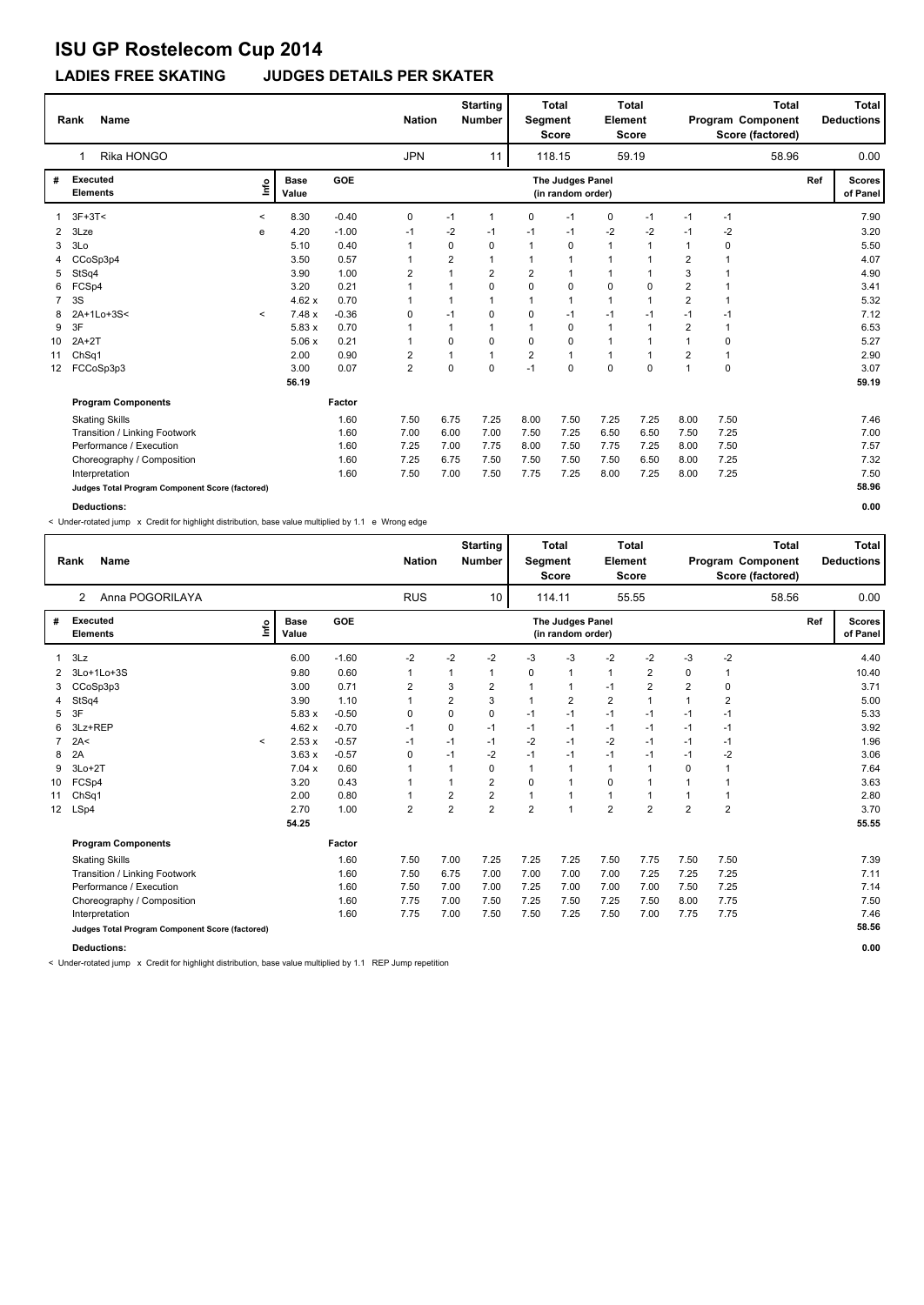# ISU GP Rostelecom Cup 2014

## LADIES FREE SKATING JUDGES DETAILS PER SKATER

| Rank | Name | Nation | Starting Number | Total Segment Score | Total Element Score | Total Program Component Score (factored) | Total Deductions |
|---|---|---|---|---|---|---|---|
| 1 | Rika HONGO | JPN | 11 | 118.15 | 59.19 | 58.96 | 0.00 |

| # | Executed Elements | Info | Base Value | GOE | J1 | J2 | J3 | J4 | J5 | J6 | J7 | J8 | J9 | Ref | Scores of Panel |
|---|---|---|---|---|---|---|---|---|---|---|---|---|---|---|---|
| 1 | 3F+3T< | < | 8.30 | -0.40 | 0 | -1 | 1 | 0 | -1 | 0 | -1 | -1 | -1 | | 7.90 |
| 2 | 3Lze | e | 4.20 | -1.00 | -1 | -2 | -1 | -1 | -1 | -2 | -2 | -1 | -2 | | 3.20 |
| 3 | 3Lo | | 5.10 | 0.40 | 1 | 0 | 0 | 1 | 0 | 1 | 1 | 1 | 0 | | 5.50 |
| 4 | CCoSp3p4 | | 3.50 | 0.57 | 1 | 2 | 1 | 1 | 1 | 1 | 1 | 2 | 1 | | 4.07 |
| 5 | StSq4 | | 3.90 | 1.00 | 2 | 1 | 2 | 2 | 1 | 1 | 1 | 3 | 1 | | 4.90 |
| 6 | FCSp4 | | 3.20 | 0.21 | 1 | 1 | 0 | 0 | 0 | 0 | 0 | 2 | 1 | | 3.41 |
| 7 | 3S | | 4.62 x | 0.70 | 1 | 1 | 1 | 1 | 1 | 1 | 1 | 2 | 1 | | 5.32 |
| 8 | 2A+1Lo+3S< | < | 7.48 x | -0.36 | 0 | -1 | 0 | 0 | -1 | -1 | -1 | -1 | -1 | | 7.12 |
| 9 | 3F | | 5.83 x | 0.70 | 1 | 1 | 1 | 1 | 0 | 1 | 1 | 2 | 1 | | 6.53 |
| 10 | 2A+2T | | 5.06 x | 0.21 | 1 | 0 | 0 | 0 | 0 | 1 | 1 | 1 | 0 | | 5.27 |
| 11 | ChSq1 | | 2.00 | 0.90 | 2 | 1 | 1 | 2 | 1 | 1 | 1 | 2 | 1 | | 2.90 |
| 12 | FCCoSp3p3 | | 3.00 | 0.07 | 2 | 0 | 0 | -1 | 0 | 0 | 0 | 1 | 0 | | 3.07 |
| | | | 56.19 | | | | | | | | | | | | 59.19 |

| Program Components | Factor | J1 | J2 | J3 | J4 | J5 | J6 | J7 | J8 | J9 | Scores of Panel |
|---|---|---|---|---|---|---|---|---|---|---|---|
| Skating Skills | 1.60 | 7.50 | 6.75 | 7.25 | 8.00 | 7.50 | 7.25 | 7.25 | 8.00 | 7.50 | 7.46 |
| Transition / Linking Footwork | 1.60 | 7.00 | 6.00 | 7.00 | 7.50 | 7.25 | 6.50 | 6.50 | 7.50 | 7.25 | 7.00 |
| Performance / Execution | 1.60 | 7.25 | 7.00 | 7.75 | 8.00 | 7.50 | 7.75 | 7.25 | 8.00 | 7.50 | 7.57 |
| Choreography / Composition | 1.60 | 7.25 | 6.75 | 7.50 | 7.50 | 7.50 | 7.50 | 6.50 | 8.00 | 7.25 | 7.32 |
| Interpretation | 1.60 | 7.50 | 7.00 | 7.50 | 7.75 | 7.25 | 8.00 | 7.25 | 8.00 | 7.25 | 7.50 |
| Judges Total Program Component Score (factored) | | | | | | | | | | | 58.96 |

**Deductions:** 0.00

< Under-rotated jump x Credit for highlight distribution, base value multiplied by 1.1 e Wrong edge

| Rank | Name | Nation | Starting Number | Total Segment Score | Total Element Score | Total Program Component Score (factored) | Total Deductions |
|---|---|---|---|---|---|---|---|
| 2 | Anna POGORILAYA | RUS | 10 | 114.11 | 55.55 | 58.56 | 0.00 |

| # | Executed Elements | Info | Base Value | GOE | J1 | J2 | J3 | J4 | J5 | J6 | J7 | J8 | J9 | Ref | Scores of Panel |
|---|---|---|---|---|---|---|---|---|---|---|---|---|---|---|---|
| 1 | 3Lz | | 6.00 | -1.60 | -2 | -2 | -2 | -3 | -3 | -2 | -2 | -3 | -2 | | 4.40 |
| 2 | 3Lo+1Lo+3S | | 9.80 | 0.60 | 1 | 1 | 1 | 0 | 1 | 1 | 2 | 0 | 1 | | 10.40 |
| 3 | CCoSp3p3 | | 3.00 | 0.71 | 2 | 3 | 2 | 1 | 1 | -1 | 2 | 2 | 0 | | 3.71 |
| 4 | StSq4 | | 3.90 | 1.10 | 1 | 2 | 3 | 1 | 2 | 2 | 1 | 1 | 2 | | 5.00 |
| 5 | 3F | | 5.83 x | -0.50 | 0 | 0 | 0 | -1 | -1 | -1 | -1 | -1 | -1 | | 5.33 |
| 6 | 3Lz+REP | | 4.62 x | -0.70 | -1 | 0 | -1 | -1 | -1 | -1 | -1 | -1 | -1 | | 3.92 |
| 7 | 2A< | < | 2.53 x | -0.57 | -1 | -1 | -1 | -2 | -1 | -2 | -1 | -1 | -1 | | 1.96 |
| 8 | 2A | | 3.63 x | -0.57 | 0 | -1 | -2 | -1 | -1 | -1 | -1 | -1 | -2 | | 3.06 |
| 9 | 3Lo+2T | | 7.04 x | 0.60 | 1 | 1 | 0 | 1 | 1 | 1 | 1 | 0 | 1 | | 7.64 |
| 10 | FCSp4 | | 3.20 | 0.43 | 1 | 1 | 2 | 0 | 1 | 0 | 1 | 1 | 1 | | 3.63 |
| 11 | ChSq1 | | 2.00 | 0.80 | 1 | 2 | 2 | 1 | 1 | 1 | 1 | 1 | 1 | | 2.80 |
| 12 | LSp4 | | 2.70 | 1.00 | 2 | 2 | 2 | 2 | 1 | 2 | 2 | 2 | 2 | | 3.70 |
| | | | 54.25 | | | | | | | | | | | | 55.55 |

| Program Components | Factor | J1 | J2 | J3 | J4 | J5 | J6 | J7 | J8 | J9 | Scores of Panel |
|---|---|---|---|---|---|---|---|---|---|---|---|
| Skating Skills | 1.60 | 7.50 | 7.00 | 7.25 | 7.25 | 7.25 | 7.50 | 7.75 | 7.50 | 7.50 | 7.39 |
| Transition / Linking Footwork | 1.60 | 7.50 | 6.75 | 7.00 | 7.00 | 7.00 | 7.00 | 7.25 | 7.25 | 7.25 | 7.11 |
| Performance / Execution | 1.60 | 7.50 | 7.00 | 7.00 | 7.25 | 7.00 | 7.00 | 7.00 | 7.50 | 7.25 | 7.14 |
| Choreography / Composition | 1.60 | 7.75 | 7.00 | 7.50 | 7.25 | 7.50 | 7.25 | 7.50 | 8.00 | 7.75 | 7.50 |
| Interpretation | 1.60 | 7.75 | 7.00 | 7.50 | 7.50 | 7.25 | 7.50 | 7.00 | 7.75 | 7.75 | 7.46 |
| Judges Total Program Component Score (factored) | | | | | | | | | | | 58.56 |

**Deductions:** 0.00

< Under-rotated jump x Credit for highlight distribution, base value multiplied by 1.1 REP Jump repetition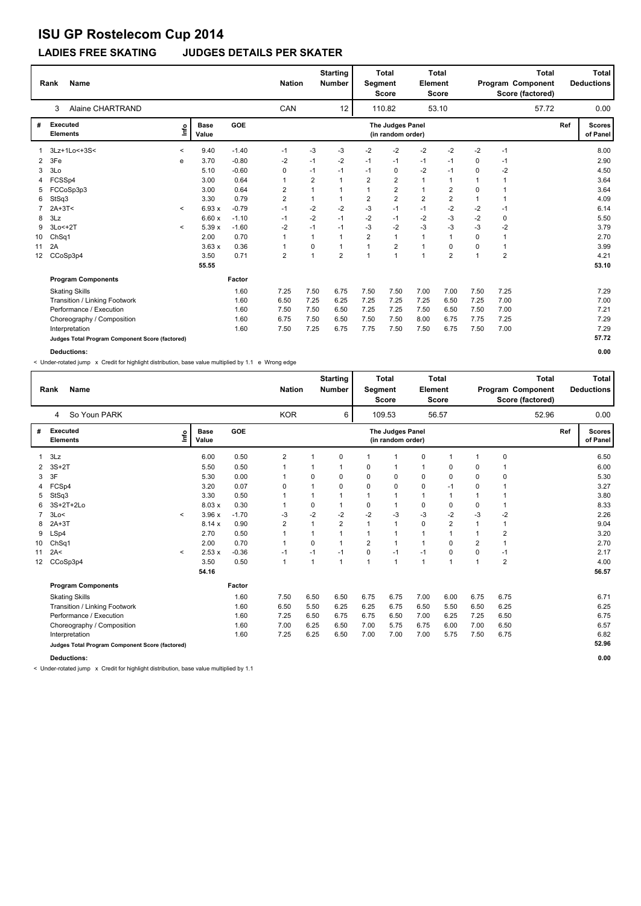# ISU GP Rostelecom Cup 2014

## LADIES FREE SKATING JUDGES DETAILS PER SKATER

| Rank | Name | Nation | Starting Number | Total Segment Score | Total Element Score | Total Program Component Score (factored) | Total Deductions |
|---|---|---|---|---|---|---|---|
| 3 | Alaine CHARTRAND | CAN | 12 | 110.82 | 53.10 | 57.72 | 0.00 |

| # | Executed Elements | Info | Base Value | | GOE | J1 | J2 | J3 | J4 | J5 | J6 | J7 | J8 | J9 | Ref | Scores of Panel |
|---|---|---|---|---|---|---|---|---|---|---|---|---|---|---|---|---|
| 1 | 3Lz+1Lo<+3S< | < | 9.40 | | -1.40 | -1 | -3 | -3 | -2 | -2 | -2 | -2 | -2 | -1 | | 8.00 |
| 2 | 3Fe | e | 3.70 | | -0.80 | -2 | -1 | -2 | -1 | -1 | -1 | -1 | 0 | -1 | | 2.90 |
| 3 | 3Lo | | 5.10 | | -0.60 | 0 | -1 | -1 | -1 | 0 | -2 | -1 | 0 | -2 | | 4.50 |
| 4 | FCSSp4 | | 3.00 | | 0.64 | 1 | 2 | 1 | 2 | 2 | 1 | 1 | 1 | 1 | | 3.64 |
| 5 | FCCoSp3p3 | | 3.00 | | 0.64 | 2 | 1 | 1 | 1 | 2 | 1 | 2 | 0 | 1 | | 3.64 |
| 6 | StSq3 | | 3.30 | | 0.79 | 2 | 1 | 1 | 2 | 2 | 2 | 2 | 1 | 1 | | 4.09 |
| 7 | 2A+3T< | < | 6.93 | x | -0.79 | -1 | -2 | -2 | -3 | -1 | -1 | -2 | -2 | -1 | | 6.14 |
| 8 | 3Lz | | 6.60 | x | -1.10 | -1 | -2 | -1 | -2 | -1 | -2 | -3 | -2 | 0 | | 5.50 |
| 9 | 3Lo<+2T | < | 5.39 | x | -1.60 | -2 | -1 | -1 | -3 | -2 | -3 | -3 | -3 | -2 | | 3.79 |
| 10 | ChSq1 | | 2.00 | | 0.70 | 1 | 1 | 1 | 2 | 1 | 1 | 1 | 0 | 1 | | 2.70 |
| 11 | 2A | | 3.63 | x | 0.36 | 1 | 0 | 1 | 1 | 2 | 1 | 0 | 0 | 1 | | 3.99 |
| 12 | CCoSp3p4 | | 3.50 | | 0.71 | 2 | 1 | 2 | 1 | 1 | 1 | 2 | 1 | 2 | | 4.21 |
| | | | 55.55 | | | | | | | | | | | | | 53.10 |

| Program Components | Factor | J1 | J2 | J3 | J4 | J5 | J6 | J7 | J8 | J9 | Scores |
|---|---|---|---|---|---|---|---|---|---|---|---|
| Skating Skills | 1.60 | 7.25 | 7.50 | 6.75 | 7.50 | 7.50 | 7.00 | 7.00 | 7.50 | 7.25 | 7.29 |
| Transition / Linking Footwork | 1.60 | 6.50 | 7.25 | 6.25 | 7.25 | 7.25 | 7.25 | 6.50 | 7.25 | 7.00 | 7.00 |
| Performance / Execution | 1.60 | 7.50 | 7.50 | 6.50 | 7.25 | 7.25 | 7.50 | 6.50 | 7.50 | 7.00 | 7.21 |
| Choreography / Composition | 1.60 | 6.75 | 7.50 | 6.50 | 7.50 | 7.50 | 8.00 | 6.75 | 7.75 | 7.25 | 7.29 |
| Interpretation | 1.60 | 7.50 | 7.25 | 6.75 | 7.75 | 7.50 | 7.50 | 6.75 | 7.50 | 7.00 | 7.29 |
| Judges Total Program Component Score (factored) | | | | | | | | | | | 57.72 |

**Deductions:** 0.00

< Under-rotated jump x Credit for highlight distribution, base value multiplied by 1.1 e Wrong edge

| Rank | Name | Nation | Starting Number | Total Segment Score | Total Element Score | Total Program Component Score (factored) | Total Deductions |
|---|---|---|---|---|---|---|---|
| 4 | So Youn PARK | KOR | 6 | 109.53 | 56.57 | 52.96 | 0.00 |

| # | Executed Elements | Info | Base Value | | GOE | J1 | J2 | J3 | J4 | J5 | J6 | J7 | J8 | J9 | Ref | Scores of Panel |
|---|---|---|---|---|---|---|---|---|---|---|---|---|---|---|---|---|
| 1 | 3Lz | | 6.00 | | 0.50 | 2 | 1 | 0 | 1 | 1 | 0 | 1 | 1 | 0 | | 6.50 |
| 2 | 3S+2T | | 5.50 | | 0.50 | 1 | 1 | 1 | 0 | 1 | 1 | 0 | 0 | 1 | | 6.00 |
| 3 | 3F | | 5.30 | | 0.00 | 1 | 0 | 0 | 0 | 0 | 0 | 0 | 0 | 0 | | 5.30 |
| 4 | FCSp4 | | 3.20 | | 0.07 | 0 | 1 | 0 | 0 | 0 | 0 | -1 | 0 | 1 | | 3.27 |
| 5 | StSq3 | | 3.30 | | 0.50 | 1 | 1 | 1 | 1 | 1 | 1 | 1 | 1 | 1 | | 3.80 |
| 6 | 3S+2T+2Lo | | 8.03 | x | 0.30 | 1 | 0 | 1 | 0 | 1 | 0 | 0 | 0 | 1 | | 8.33 |
| 7 | 3Lo< | < | 3.96 | x | -1.70 | -3 | -2 | -2 | -2 | -3 | -3 | -2 | -3 | -2 | | 2.26 |
| 8 | 2A+3T | | 8.14 | x | 0.90 | 2 | 1 | 2 | 1 | 1 | 0 | 2 | 1 | 1 | | 9.04 |
| 9 | LSp4 | | 2.70 | | 0.50 | 1 | 1 | 1 | 1 | 1 | 1 | 1 | 1 | 2 | | 3.20 |
| 10 | ChSq1 | | 2.00 | | 0.70 | 1 | 0 | 1 | 2 | 1 | 1 | 0 | 2 | 1 | | 2.70 |
| 11 | 2A< | < | 2.53 | x | -0.36 | -1 | -1 | -1 | 0 | -1 | -1 | 0 | 0 | -1 | | 2.17 |
| 12 | CCoSp3p4 | | 3.50 | | 0.50 | 1 | 1 | 1 | 1 | 1 | 1 | 1 | 1 | 2 | | 4.00 |
| | | | 54.16 | | | | | | | | | | | | | 56.57 |

| Program Components | Factor | J1 | J2 | J3 | J4 | J5 | J6 | J7 | J8 | J9 | Scores |
|---|---|---|---|---|---|---|---|---|---|---|---|
| Skating Skills | 1.60 | 7.50 | 6.50 | 6.50 | 6.75 | 6.75 | 7.00 | 6.00 | 6.75 | 6.75 | 6.71 |
| Transition / Linking Footwork | 1.60 | 6.50 | 5.50 | 6.25 | 6.25 | 6.75 | 6.50 | 5.50 | 6.50 | 6.25 | 6.25 |
| Performance / Execution | 1.60 | 7.25 | 6.50 | 6.75 | 6.75 | 6.50 | 7.00 | 6.25 | 7.25 | 6.50 | 6.75 |
| Choreography / Composition | 1.60 | 7.00 | 6.25 | 6.50 | 7.00 | 5.75 | 6.75 | 6.00 | 7.00 | 6.50 | 6.57 |
| Interpretation | 1.60 | 7.25 | 6.25 | 6.50 | 7.00 | 7.00 | 7.00 | 5.75 | 7.50 | 6.75 | 6.82 |
| Judges Total Program Component Score (factored) | | | | | | | | | | | 52.96 |

**Deductions:** 0.00

< Under-rotated jump x Credit for highlight distribution, base value multiplied by 1.1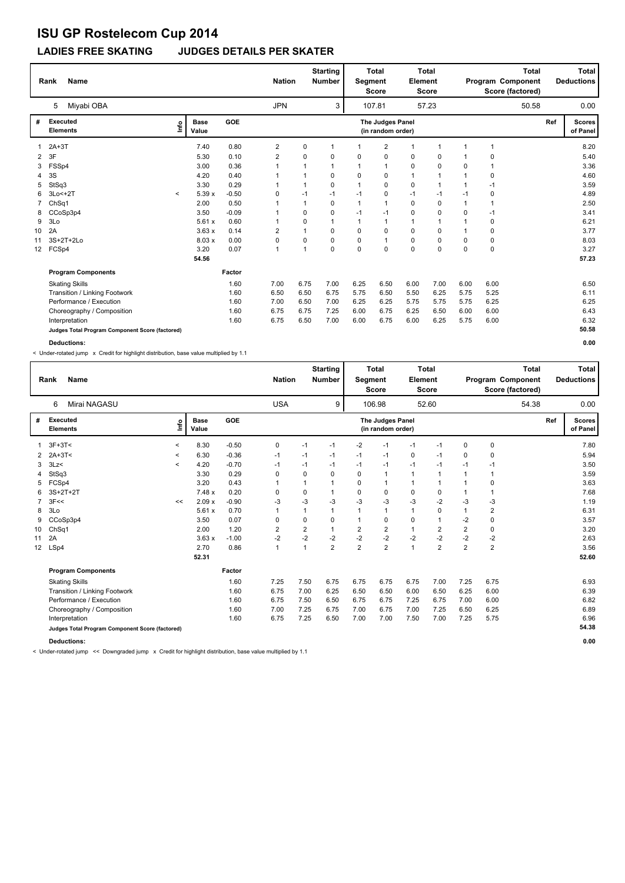# ISU GP Rostelecom Cup 2014

## LADIES FREE SKATING JUDGES DETAILS PER SKATER

| Rank | Name | Nation | Starting Number | Total Segment Score | Total Element Score | Total Program Component Score (factored) | Total Deductions |
|---|---|---|---|---|---|---|---|
| 5 | Miyabi OBA | JPN | 3 | 107.81 | 57.23 | 50.58 | 0.00 |

| # | Executed Elements | Info | Base Value | GOE | J1 | J2 | J3 | J4 | J5 | J6 | J7 | J8 | J9 | Ref | Scores of Panel |
|---|---|---|---|---|---|---|---|---|---|---|---|---|---|---|---|
| 1 | 2A+3T | | 7.40 | 0.80 | 2 | 0 | 1 | 1 | 2 | 1 | 1 | 1 | 1 | | 8.20 |
| 2 | 3F | | 5.30 | 0.10 | 2 | 0 | 0 | 0 | 0 | 0 | 0 | 1 | 0 | | 5.40 |
| 3 | FSSp4 | | 3.00 | 0.36 | 1 | 1 | 1 | 1 | 1 | 0 | 0 | 0 | 1 | | 3.36 |
| 4 | 3S | | 4.20 | 0.40 | 1 | 1 | 0 | 0 | 0 | 1 | 1 | 1 | 0 | | 4.60 |
| 5 | StSq3 | | 3.30 | 0.29 | 1 | 1 | 0 | 1 | 0 | 0 | 1 | 1 | -1 | | 3.59 |
| 6 | 3Lo<+2T | < | 5.39 x | -0.50 | 0 | -1 | -1 | -1 | 0 | -1 | -1 | -1 | 0 | | 4.89 |
| 7 | ChSq1 | | 2.00 | 0.50 | 1 | 1 | 0 | 1 | 1 | 0 | 0 | 1 | 1 | | 2.50 |
| 8 | CCoSp3p4 | | 3.50 | -0.09 | 1 | 0 | 0 | -1 | -1 | 0 | 0 | 0 | -1 | | 3.41 |
| 9 | 3Lo | | 5.61 x | 0.60 | 1 | 0 | 1 | 1 | 1 | 1 | 1 | 1 | 0 | | 6.21 |
| 10 | 2A | | 3.63 x | 0.14 | 2 | 1 | 0 | 0 | 0 | 0 | 0 | 1 | 0 | | 3.77 |
| 11 | 3S+2T+2Lo | | 8.03 x | 0.00 | 0 | 0 | 0 | 0 | 1 | 0 | 0 | 0 | 0 | | 8.03 |
| 12 | FCSp4 | | 3.20 | 0.07 | 1 | 1 | 0 | 0 | 0 | 0 | 0 | 0 | 0 | | 3.27 |
| | | | 54.56 | | | | | | | | | | | | 57.23 |

| Program Components | Factor | J1 | J2 | J3 | J4 | J5 | J6 | J7 | J8 | J9 | Scores |
|---|---|---|---|---|---|---|---|---|---|---|---|
| Skating Skills | 1.60 | 7.00 | 6.75 | 7.00 | 6.25 | 6.50 | 6.00 | 7.00 | 6.00 | 6.00 | 6.50 |
| Transition / Linking Footwork | 1.60 | 6.50 | 6.50 | 6.75 | 5.75 | 6.50 | 5.50 | 6.25 | 5.75 | 5.25 | 6.11 |
| Performance / Execution | 1.60 | 7.00 | 6.50 | 7.00 | 6.25 | 6.25 | 5.75 | 5.75 | 5.75 | 6.25 | 6.25 |
| Choreography / Composition | 1.60 | 6.75 | 6.75 | 7.25 | 6.00 | 6.75 | 6.25 | 6.50 | 6.00 | 6.00 | 6.43 |
| Interpretation | 1.60 | 6.75 | 6.50 | 7.00 | 6.00 | 6.75 | 6.00 | 6.25 | 5.75 | 6.00 | 6.32 |
| Judges Total Program Component Score (factored) | | | | | | | | | | | 50.58 |

**Deductions:** 0.00

< Under-rotated jump x Credit for highlight distribution, base value multiplied by 1.1

| Rank | Name | Nation | Starting Number | Total Segment Score | Total Element Score | Total Program Component Score (factored) | Total Deductions |
|---|---|---|---|---|---|---|---|
| 6 | Mirai NAGASU | USA | 9 | 106.98 | 52.60 | 54.38 | 0.00 |

| # | Executed Elements | Info | Base Value | GOE | J1 | J2 | J3 | J4 | J5 | J6 | J7 | J8 | J9 | Ref | Scores of Panel |
|---|---|---|---|---|---|---|---|---|---|---|---|---|---|---|---|
| 1 | 3F+3T< | < | 8.30 | -0.50 | 0 | -1 | -1 | -2 | -1 | -1 | -1 | 0 | 0 | | 7.80 |
| 2 | 2A+3T< | < | 6.30 | -0.36 | -1 | -1 | -1 | -1 | -1 | 0 | -1 | 0 | 0 | | 5.94 |
| 3 | 3Lz< | < | 4.20 | -0.70 | -1 | -1 | -1 | -1 | -1 | -1 | -1 | -1 | -1 | | 3.50 |
| 4 | StSq3 | | 3.30 | 0.29 | 0 | 0 | 0 | 0 | 1 | 1 | 1 | 1 | 1 | | 3.59 |
| 5 | FCSp4 | | 3.20 | 0.43 | 1 | 1 | 1 | 0 | 1 | 1 | 1 | 1 | 0 | | 3.63 |
| 6 | 3S+2T+2T | | 7.48 x | 0.20 | 0 | 0 | 1 | 0 | 0 | 0 | 0 | 1 | 1 | | 7.68 |
| 7 | 3F<< | << | 2.09 x | -0.90 | -3 | -3 | -3 | -3 | -3 | -3 | -2 | -3 | -3 | | 1.19 |
| 8 | 3Lo | | 5.61 x | 0.70 | 1 | 1 | 1 | 1 | 1 | 1 | 0 | 1 | 2 | | 6.31 |
| 9 | CCoSp3p4 | | 3.50 | 0.07 | 0 | 0 | 0 | 1 | 0 | 0 | 1 | -2 | 0 | | 3.57 |
| 10 | ChSq1 | | 2.00 | 1.20 | 2 | 2 | 1 | 2 | 2 | 1 | 2 | 2 | 0 | | 3.20 |
| 11 | 2A | | 3.63 x | -1.00 | -2 | -2 | -2 | -2 | -2 | -2 | -2 | -2 | -2 | | 2.63 |
| 12 | LSp4 | | 2.70 | 0.86 | 1 | 1 | 2 | 2 | 2 | 1 | 2 | 2 | 2 | | 3.56 |
| | | | 52.31 | | | | | | | | | | | | 52.60 |

| Program Components | Factor | J1 | J2 | J3 | J4 | J5 | J6 | J7 | J8 | J9 | Scores |
|---|---|---|---|---|---|---|---|---|---|---|---|
| Skating Skills | 1.60 | 7.25 | 7.50 | 6.75 | 6.75 | 6.75 | 6.75 | 7.00 | 7.25 | 6.75 | 6.93 |
| Transition / Linking Footwork | 1.60 | 6.75 | 7.00 | 6.25 | 6.50 | 6.50 | 6.00 | 6.50 | 6.25 | 6.00 | 6.39 |
| Performance / Execution | 1.60 | 6.75 | 7.50 | 6.50 | 6.75 | 6.75 | 7.25 | 6.75 | 7.00 | 6.00 | 6.82 |
| Choreography / Composition | 1.60 | 7.00 | 7.25 | 6.75 | 7.00 | 6.75 | 7.00 | 7.25 | 6.50 | 6.25 | 6.89 |
| Interpretation | 1.60 | 6.75 | 7.25 | 6.50 | 7.00 | 7.00 | 7.50 | 7.00 | 7.25 | 5.75 | 6.96 |
| Judges Total Program Component Score (factored) | | | | | | | | | | | 54.38 |

**Deductions:** 0.00

< Under-rotated jump << Downgraded jump x Credit for highlight distribution, base value multiplied by 1.1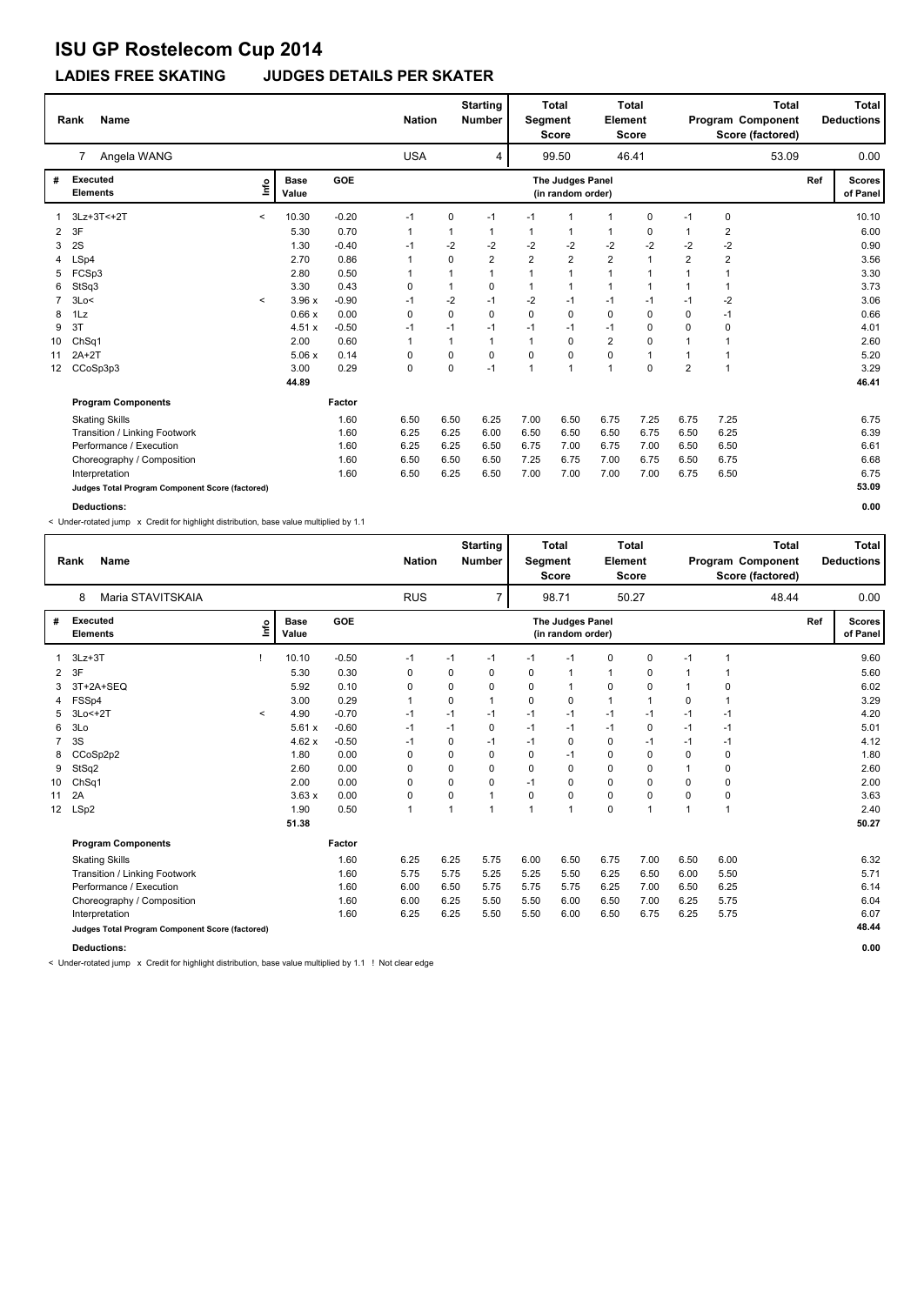# ISU GP Rostelecom Cup 2014

## LADIES FREE SKATING JUDGES DETAILS PER SKATER

| Rank | Name | Nation | Starting Number | Total Segment Score | Total Element Score | Total Program Component Score (factored) | Total Deductions |
|---|---|---|---|---|---|---|---|
| 7 | Angela WANG | USA | 4 | 99.50 | 46.41 | 53.09 | 0.00 |

| # | Executed Elements | Info | Base Value | GOE | J1 | J2 | J3 | J4 | J5 | J6 | J7 | J8 | J9 | Ref | Scores of Panel |
|---|---|---|---|---|---|---|---|---|---|---|---|---|---|---|---|
| 1 | 3Lz+3T<+2T | < | 10.30 | -0.20 | -1 | 0 | -1 | -1 | 1 | 1 | 0 | -1 | 0 | | 10.10 |
| 2 | 3F | | 5.30 | 0.70 | 1 | 1 | 1 | 1 | 1 | 1 | 0 | 1 | 2 | | 6.00 |
| 3 | 2S | | 1.30 | -0.40 | -1 | -2 | -2 | -2 | -2 | -2 | -2 | -2 | -2 | | 0.90 |
| 4 | LSp4 | | 2.70 | 0.86 | 1 | 0 | 2 | 2 | 2 | 2 | 1 | 2 | 2 | | 3.56 |
| 5 | FCSp3 | | 2.80 | 0.50 | 1 | 1 | 1 | 1 | 1 | 1 | 1 | 1 | 1 | | 3.30 |
| 6 | StSq3 | | 3.30 | 0.43 | 0 | 1 | 0 | 1 | 1 | 1 | 1 | 1 | 1 | | 3.73 |
| 7 | 3Lo< | < | 3.96 x | -0.90 | -1 | -2 | -1 | -2 | -1 | -1 | -1 | -1 | -2 | | 3.06 |
| 8 | 1Lz | | 0.66 x | 0.00 | 0 | 0 | 0 | 0 | 0 | 0 | 0 | 0 | -1 | | 0.66 |
| 9 | 3T | | 4.51 x | -0.50 | -1 | -1 | -1 | -1 | -1 | -1 | 0 | 0 | 0 | | 4.01 |
| 10 | ChSq1 | | 2.00 | 0.60 | 1 | 1 | 1 | 1 | 0 | 2 | 0 | 1 | 1 | | 2.60 |
| 11 | 2A+2T | | 5.06 x | 0.14 | 0 | 0 | 0 | 0 | 0 | 0 | 1 | 1 | 1 | | 5.20 |
| 12 | CCoSp3p3 | | 3.00 | 0.29 | 0 | 0 | -1 | 1 | 1 | 1 | 0 | 2 | 1 | | 3.29 |
| | | | 44.89 | | | | | | | | | | | | 46.41 |

| Program Components | Factor | J1 | J2 | J3 | J4 | J5 | J6 | J7 | J8 | J9 | Scores of Panel |
|---|---|---|---|---|---|---|---|---|---|---|---|
| Skating Skills | 1.60 | 6.50 | 6.50 | 6.25 | 7.00 | 6.50 | 6.75 | 7.25 | 6.75 | 7.25 | 6.75 |
| Transition / Linking Footwork | 1.60 | 6.25 | 6.25 | 6.00 | 6.50 | 6.50 | 6.50 | 6.75 | 6.50 | 6.25 | 6.39 |
| Performance / Execution | 1.60 | 6.25 | 6.25 | 6.50 | 6.75 | 7.00 | 6.75 | 7.00 | 6.50 | 6.50 | 6.61 |
| Choreography / Composition | 1.60 | 6.50 | 6.50 | 6.50 | 7.25 | 6.75 | 7.00 | 6.75 | 6.50 | 6.75 | 6.68 |
| Interpretation | 1.60 | 6.50 | 6.25 | 6.50 | 7.00 | 7.00 | 7.00 | 7.00 | 6.75 | 6.50 | 6.75 |
| Judges Total Program Component Score (factored) | | | | | | | | | | | 53.09 |

**Deductions:** 0.00

< Under-rotated jump x Credit for highlight distribution, base value multiplied by 1.1

| Rank | Name | Nation | Starting Number | Total Segment Score | Total Element Score | Total Program Component Score (factored) | Total Deductions |
|---|---|---|---|---|---|---|---|
| 8 | Maria STAVITSKAIA | RUS | 7 | 98.71 | 50.27 | 48.44 | 0.00 |

| # | Executed Elements | Info | Base Value | GOE | J1 | J2 | J3 | J4 | J5 | J6 | J7 | J8 | J9 | Ref | Scores of Panel |
|---|---|---|---|---|---|---|---|---|---|---|---|---|---|---|---|
| 1 | 3Lz+3T | ! | 10.10 | -0.50 | -1 | -1 | -1 | -1 | -1 | 0 | 0 | -1 | 1 | | 9.60 |
| 2 | 3F | | 5.30 | 0.30 | 0 | 0 | 0 | 0 | 1 | 1 | 0 | 1 | 1 | | 5.60 |
| 3 | 3T+2A+SEQ | | 5.92 | 0.10 | 0 | 0 | 0 | 0 | 1 | 0 | 0 | 1 | 0 | | 6.02 |
| 4 | FSSp4 | | 3.00 | 0.29 | 1 | 0 | 1 | 0 | 0 | 1 | 1 | 0 | 1 | | 3.29 |
| 5 | 3Lo<+2T | < | 4.90 | -0.70 | -1 | -1 | -1 | -1 | -1 | -1 | -1 | -1 | -1 | | 4.20 |
| 6 | 3Lo | | 5.61 x | -0.60 | -1 | -1 | 0 | -1 | -1 | -1 | 0 | -1 | -1 | | 5.01 |
| 7 | 3S | | 4.62 x | -0.50 | -1 | 0 | -1 | -1 | 0 | 0 | -1 | -1 | -1 | | 4.12 |
| 8 | CCoSp2p2 | | 1.80 | 0.00 | 0 | 0 | 0 | 0 | -1 | 0 | 0 | 0 | 0 | | 1.80 |
| 9 | StSq2 | | 2.60 | 0.00 | 0 | 0 | 0 | 0 | 0 | 0 | 0 | 1 | 0 | | 2.60 |
| 10 | ChSq1 | | 2.00 | 0.00 | 0 | 0 | 0 | -1 | 0 | 0 | 0 | 0 | 0 | | 2.00 |
| 11 | 2A | | 3.63 x | 0.00 | 0 | 0 | 1 | 0 | 0 | 0 | 0 | 0 | 0 | | 3.63 |
| 12 | LSp2 | | 1.90 | 0.50 | 1 | 1 | 1 | 1 | 1 | 0 | 1 | 1 | 1 | | 2.40 |
| | | | 51.38 | | | | | | | | | | | | 50.27 |

| Program Components | Factor | J1 | J2 | J3 | J4 | J5 | J6 | J7 | J8 | J9 | Scores of Panel |
|---|---|---|---|---|---|---|---|---|---|---|---|
| Skating Skills | 1.60 | 6.25 | 6.25 | 5.75 | 6.00 | 6.50 | 6.75 | 7.00 | 6.50 | 6.00 | 6.32 |
| Transition / Linking Footwork | 1.60 | 5.75 | 5.75 | 5.25 | 5.25 | 5.50 | 6.25 | 6.50 | 6.00 | 5.50 | 5.71 |
| Performance / Execution | 1.60 | 6.00 | 6.50 | 5.75 | 5.75 | 5.75 | 6.25 | 7.00 | 6.50 | 6.25 | 6.14 |
| Choreography / Composition | 1.60 | 6.00 | 6.25 | 5.50 | 5.50 | 6.00 | 6.50 | 7.00 | 6.25 | 5.75 | 6.04 |
| Interpretation | 1.60 | 6.25 | 6.25 | 5.50 | 5.50 | 6.00 | 6.50 | 6.75 | 6.25 | 5.75 | 6.07 |
| Judges Total Program Component Score (factored) | | | | | | | | | | | 48.44 |

**Deductions:** 0.00

< Under-rotated jump x Credit for highlight distribution, base value multiplied by 1.1 ! Not clear edge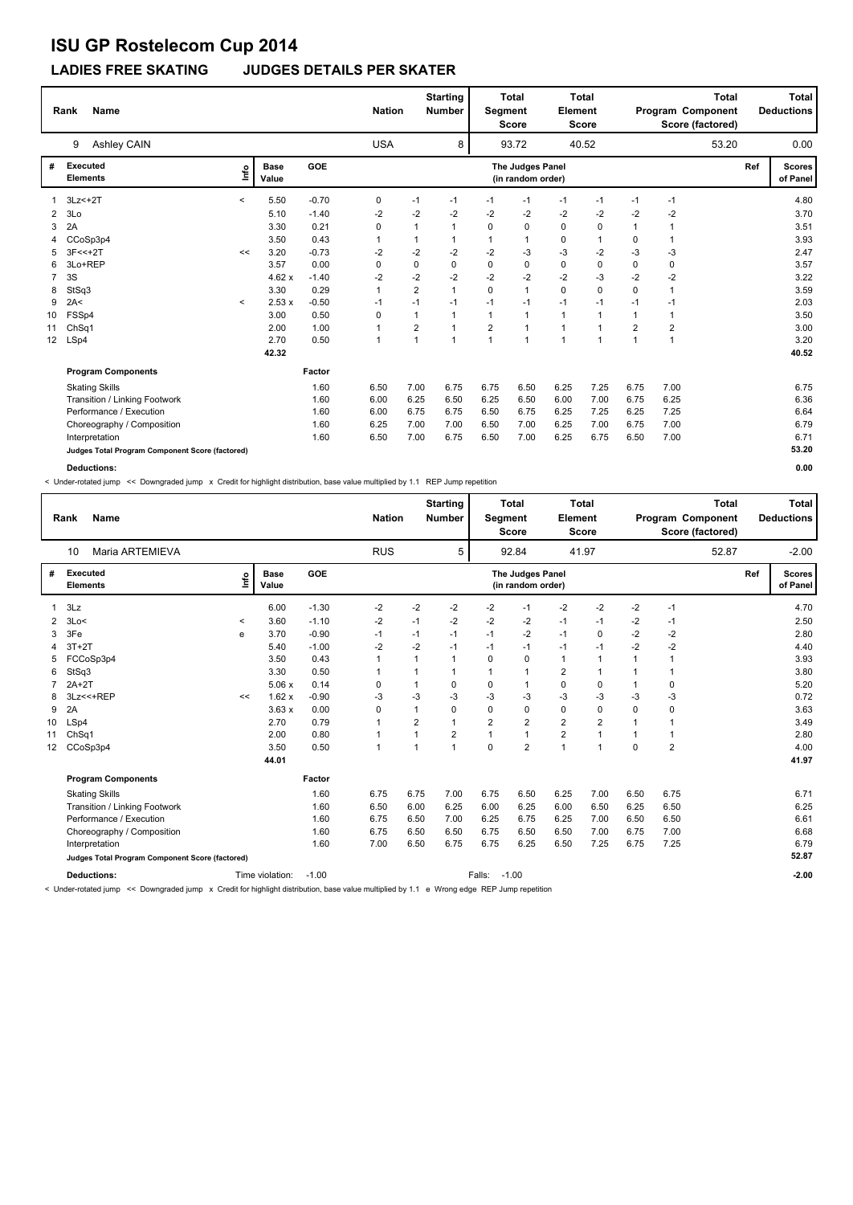# ISU GP Rostelecom Cup 2014

## LADIES FREE SKATING JUDGES DETAILS PER SKATER

| Rank | Name | Nation | Starting Number | Total Segment Score | Total Element Score | Total Program Component Score (factored) | Total Deductions |
|---|---|---|---|---|---|---|---|
| 9 | Ashley CAIN | USA | 8 | 93.72 | 40.52 | 53.20 | 0.00 |

| # | Executed Elements | Info | Base Value | GOE | J1 | J2 | J3 | J4 | J5 | J6 | J7 | J8 | J9 | Ref | Scores of Panel |
|---|---|---|---|---|---|---|---|---|---|---|---|---|---|---|---|
| 1 | 3Lz<+2T | < | 5.50 | -0.70 | 0 | -1 | -1 | -1 | -1 | -1 | -1 | -1 | -1 | | 4.80 |
| 2 | 3Lo | | 5.10 | -1.40 | -2 | -2 | -2 | -2 | -2 | -2 | -2 | -2 | -2 | | 3.70 |
| 3 | 2A | | 3.30 | 0.21 | 0 | 1 | 1 | 0 | 0 | 0 | 0 | 1 | 1 | | 3.51 |
| 4 | CCoSp3p4 | | 3.50 | 0.43 | 1 | 1 | 1 | 1 | 1 | 0 | 1 | 0 | 1 | | 3.93 |
| 5 | 3F<<+2T | << | 3.20 | -0.73 | -2 | -2 | -2 | -2 | -3 | -3 | -2 | -3 | -3 | | 2.47 |
| 6 | 3Lo+REP | | 3.57 | 0.00 | 0 | 0 | 0 | 0 | 0 | 0 | 0 | 0 | 0 | | 3.57 |
| 7 | 3S | | 4.62 x | -1.40 | -2 | -2 | -2 | -2 | -2 | -2 | -3 | -2 | -2 | | 3.22 |
| 8 | StSq3 | | 3.30 | 0.29 | 1 | 2 | 1 | 0 | 1 | 0 | 0 | 0 | 1 | | 3.59 |
| 9 | 2A< | < | 2.53 x | -0.50 | -1 | -1 | -1 | -1 | -1 | -1 | -1 | -1 | -1 | | 2.03 |
| 10 | FSSp4 | | 3.00 | 0.50 | 0 | 1 | 1 | 1 | 1 | 1 | 1 | 1 | 1 | | 3.50 |
| 11 | ChSq1 | | 2.00 | 1.00 | 1 | 2 | 1 | 2 | 1 | 1 | 1 | 2 | 2 | | 3.00 |
| 12 | LSp4 | | 2.70 | 0.50 | 1 | 1 | 1 | 1 | 1 | 1 | 1 | 1 | 1 | | 3.20 |
| | | | 42.32 | | | | | | | | | | | | 40.52 |

| Program Components | Factor | J1 | J2 | J3 | J4 | J5 | J6 | J7 | J8 | J9 | Scores of Panel |
|---|---|---|---|---|---|---|---|---|---|---|---|
| Skating Skills | 1.60 | 6.50 | 7.00 | 6.75 | 6.75 | 6.50 | 6.25 | 7.25 | 6.75 | 7.00 | 6.75 |
| Transition / Linking Footwork | 1.60 | 6.00 | 6.25 | 6.50 | 6.25 | 6.50 | 6.00 | 7.00 | 6.75 | 6.25 | 6.36 |
| Performance / Execution | 1.60 | 6.00 | 6.75 | 6.75 | 6.50 | 6.75 | 6.25 | 7.25 | 6.25 | 7.25 | 6.64 |
| Choreography / Composition | 1.60 | 6.25 | 7.00 | 7.00 | 6.50 | 7.00 | 6.25 | 7.00 | 6.75 | 7.00 | 6.79 |
| Interpretation | 1.60 | 6.50 | 7.00 | 6.75 | 6.50 | 7.00 | 6.25 | 6.75 | 6.50 | 7.00 | 6.71 |
| Judges Total Program Component Score (factored) | | | | | | | | | | | 53.20 |

**Deductions:** 0.00

< Under-rotated jump << Downgraded jump x Credit for highlight distribution, base value multiplied by 1.1 REP Jump repetition

| Rank | Name | Nation | Starting Number | Total Segment Score | Total Element Score | Total Program Component Score (factored) | Total Deductions |
|---|---|---|---|---|---|---|---|
| 10 | Maria ARTEMIEVA | RUS | 5 | 92.84 | 41.97 | 52.87 | -2.00 |

| # | Executed Elements | Info | Base Value | GOE | J1 | J2 | J3 | J4 | J5 | J6 | J7 | J8 | J9 | Ref | Scores of Panel |
|---|---|---|---|---|---|---|---|---|---|---|---|---|---|---|---|
| 1 | 3Lz | | 6.00 | -1.30 | -2 | -2 | -2 | -2 | -1 | -2 | -2 | -2 | -1 | | 4.70 |
| 2 | 3Lo< | < | 3.60 | -1.10 | -2 | -1 | -2 | -2 | -2 | -1 | -1 | -2 | -1 | | 2.50 |
| 3 | 3Fe | e | 3.70 | -0.90 | -1 | -1 | -1 | -1 | -2 | -1 | 0 | -2 | -2 | | 2.80 |
| 4 | 3T+2T | | 5.40 | -1.00 | -2 | -2 | -1 | -1 | -1 | -1 | -1 | -2 | -2 | | 4.40 |
| 5 | FCCoSp3p4 | | 3.50 | 0.43 | 1 | 1 | 1 | 0 | 0 | 1 | 1 | 1 | 1 | | 3.93 |
| 6 | StSq3 | | 3.30 | 0.50 | 1 | 1 | 1 | 1 | 1 | 2 | 1 | 1 | 1 | | 3.80 |
| 7 | 2A+2T | | 5.06 x | 0.14 | 0 | 1 | 0 | 0 | 1 | 0 | 0 | 1 | 0 | | 5.20 |
| 8 | 3Lz<<+REP | << | 1.62 x | -0.90 | -3 | -3 | -3 | -3 | -3 | -3 | -3 | -3 | -3 | | 0.72 |
| 9 | 2A | | 3.63 x | 0.00 | 0 | 1 | 0 | 0 | 0 | 0 | 0 | 0 | 0 | | 3.63 |
| 10 | LSp4 | | 2.70 | 0.79 | 1 | 2 | 1 | 2 | 2 | 2 | 2 | 1 | 1 | | 3.49 |
| 11 | ChSq1 | | 2.00 | 0.80 | 1 | 1 | 2 | 1 | 1 | 2 | 1 | 1 | 1 | | 2.80 |
| 12 | CCoSp3p4 | | 3.50 | 0.50 | 1 | 1 | 1 | 0 | 2 | 1 | 1 | 0 | 2 | | 4.00 |
| | | | 44.01 | | | | | | | | | | | | 41.97 |

| Program Components | Factor | J1 | J2 | J3 | J4 | J5 | J6 | J7 | J8 | J9 | Scores of Panel |
|---|---|---|---|---|---|---|---|---|---|---|---|
| Skating Skills | 1.60 | 6.75 | 6.75 | 7.00 | 6.75 | 6.50 | 6.25 | 7.00 | 6.50 | 6.75 | 6.71 |
| Transition / Linking Footwork | 1.60 | 6.50 | 6.00 | 6.25 | 6.00 | 6.25 | 6.00 | 6.50 | 6.25 | 6.50 | 6.25 |
| Performance / Execution | 1.60 | 6.75 | 6.50 | 7.00 | 6.25 | 6.75 | 6.25 | 7.00 | 6.50 | 6.50 | 6.61 |
| Choreography / Composition | 1.60 | 6.75 | 6.50 | 6.50 | 6.75 | 6.50 | 6.50 | 7.00 | 6.75 | 7.00 | 6.68 |
| Interpretation | 1.60 | 7.00 | 6.50 | 6.75 | 6.75 | 6.25 | 6.50 | 7.25 | 6.75 | 7.25 | 6.79 |
| Judges Total Program Component Score (factored) | | | | | | | | | | | 52.87 |

**Deductions:** Time violation: -1.00 Falls: -1.00 **-2.00**

< Under-rotated jump << Downgraded jump x Credit for highlight distribution, base value multiplied by 1.1 e Wrong edge REP Jump repetition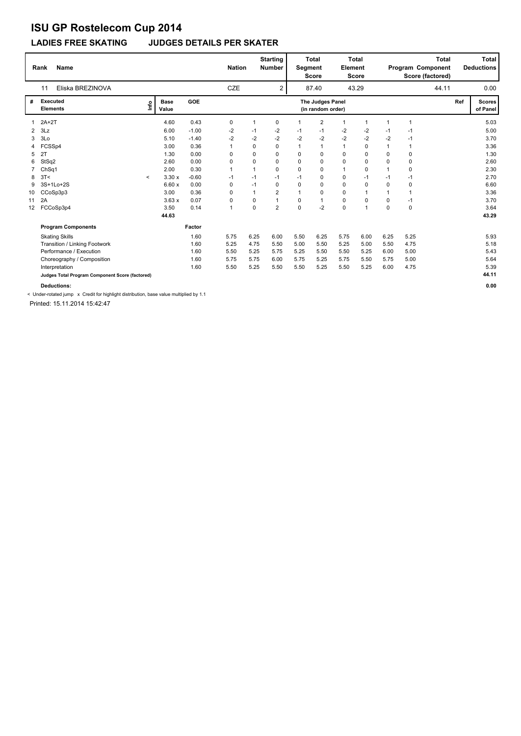# ISU GP Rostelecom Cup 2014

**LADIES FREE SKATING JUDGES DETAILS PER SKATER**

| Rank | Name | Nation | Starting Number | Total Segment Score | Total Element Score | Total Program Component Score (factored) | Total Deductions |
|---|---|---|---|---|---|---|---|
| 11 | Eliska BREZINOVA | CZE | 2 | 87.40 | 43.29 | 44.11 | 0.00 |

| # | Executed Elements | Info | Base Value | GOE | J1 | J2 | J3 | J4 | J5 | J6 | J7 | J8 | J9 | Ref | Scores of Panel |
|---|---|---|---|---|---|---|---|---|---|---|---|---|---|---|---|
| 1 | 2A+2T | | 4.60 | 0.43 | 0 | 1 | 0 | 1 | 2 | 1 | 1 | 1 | 1 | | 5.03 |
| 2 | 3Lz | | 6.00 | -1.00 | -2 | -1 | -2 | -1 | -1 | -2 | -2 | -1 | -1 | | 5.00 |
| 3 | 3Lo | | 5.10 | -1.40 | -2 | -2 | -2 | -2 | -2 | -2 | -2 | -2 | -1 | | 3.70 |
| 4 | FCSSp4 | | 3.00 | 0.36 | 1 | 0 | 0 | 1 | 1 | 1 | 0 | 1 | 1 | | 3.36 |
| 5 | 2T | | 1.30 | 0.00 | 0 | 0 | 0 | 0 | 0 | 0 | 0 | 0 | 0 | | 1.30 |
| 6 | StSq2 | | 2.60 | 0.00 | 0 | 0 | 0 | 0 | 0 | 0 | 0 | 0 | 0 | | 2.60 |
| 7 | ChSq1 | | 2.00 | 0.30 | 1 | 1 | 0 | 0 | 0 | 1 | 0 | 1 | 0 | | 2.30 |
| 8 | 3T< | < | 3.30 x | -0.60 | -1 | -1 | -1 | -1 | 0 | 0 | -1 | -1 | -1 | | 2.70 |
| 9 | 3S+1Lo+2S | | 6.60 x | 0.00 | 0 | -1 | 0 | 0 | 0 | 0 | 0 | 0 | 0 | | 6.60 |
| 10 | CCoSp3p3 | | 3.00 | 0.36 | 0 | 1 | 2 | 1 | 0 | 0 | 1 | 1 | 1 | | 3.36 |
| 11 | 2A | | 3.63 x | 0.07 | 0 | 0 | 1 | 0 | 1 | 0 | 0 | 0 | -1 | | 3.70 |
| 12 | FCCoSp3p4 | | 3.50 | 0.14 | 1 | 0 | 2 | 0 | -2 | 0 | 1 | 0 | 0 | | 3.64 |
| | | | 44.63 | | | | | | | | | | | | 43.29 |

| Program Components | Factor | J1 | J2 | J3 | J4 | J5 | J6 | J7 | J8 | J9 | Scores of Panel |
|---|---|---|---|---|---|---|---|---|---|---|---|
| Skating Skills | 1.60 | 5.75 | 6.25 | 6.00 | 5.50 | 6.25 | 5.75 | 6.00 | 6.25 | 5.25 | 5.93 |
| Transition / Linking Footwork | 1.60 | 5.25 | 4.75 | 5.50 | 5.00 | 5.50 | 5.25 | 5.00 | 5.50 | 4.75 | 5.18 |
| Performance / Execution | 1.60 | 5.50 | 5.25 | 5.75 | 5.25 | 5.50 | 5.50 | 5.25 | 6.00 | 5.00 | 5.43 |
| Choreography / Composition | 1.60 | 5.75 | 5.75 | 6.00 | 5.75 | 5.25 | 5.75 | 5.50 | 5.75 | 5.00 | 5.64 |
| Interpretation | 1.60 | 5.50 | 5.25 | 5.50 | 5.50 | 5.25 | 5.50 | 5.25 | 6.00 | 4.75 | 5.39 |
| Judges Total Program Component Score (factored) | | | | | | | | | | | 44.11 |
| **Deductions:** | | | | | | | | | | | 0.00 |

< Under-rotated jump x Credit for highlight distribution, base value multiplied by 1.1

Printed: 15.11.2014 15:42:47